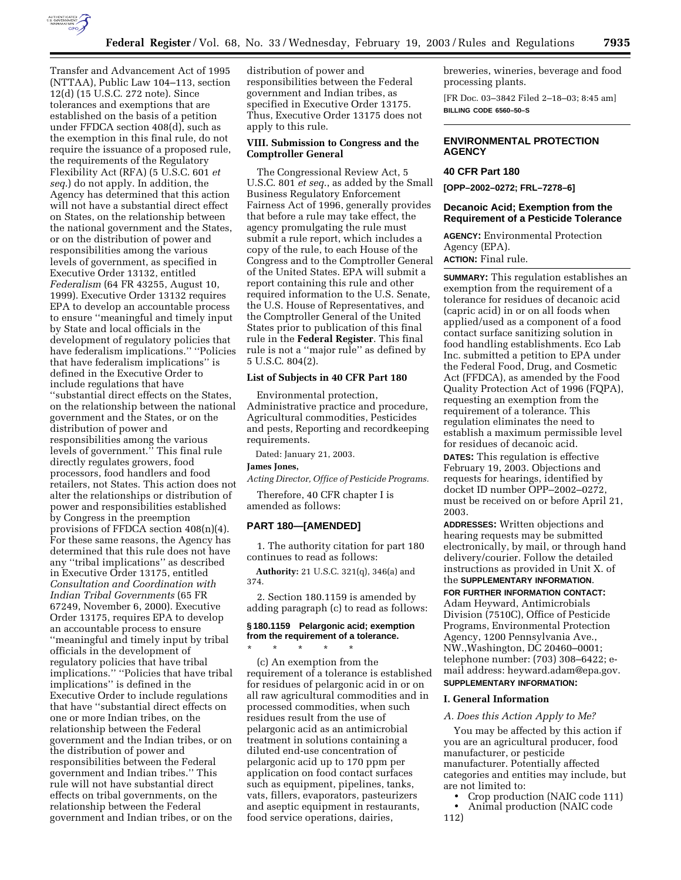Transfer and Advancement Act of 1995 (NTTAA), Public Law 104–113, section 12(d) (15 U.S.C. 272 note). Since tolerances and exemptions that are established on the basis of a petition under FFDCA section 408(d), such as the exemption in this final rule, do not require the issuance of a proposed rule, the requirements of the Regulatory Flexibility Act (RFA) (5 U.S.C. 601 *et seq.*) do not apply. In addition, the Agency has determined that this action will not have a substantial direct effect on States, on the relationship between the national government and the States, or on the distribution of power and responsibilities among the various levels of government, as specified in Executive Order 13132, entitled *Federalism* (64 FR 43255, August 10, 1999). Executive Order 13132 requires EPA to develop an accountable process to ensure ''meaningful and timely input by State and local officials in the development of regulatory policies that have federalism implications.'' ''Policies that have federalism implications'' is defined in the Executive Order to include regulations that have ''substantial direct effects on the States, on the relationship between the national government and the States, or on the distribution of power and responsibilities among the various levels of government.'' This final rule directly regulates growers, food processors, food handlers and food retailers, not States. This action does not alter the relationships or distribution of power and responsibilities established by Congress in the preemption provisions of FFDCA section 408(n)(4). For these same reasons, the Agency has determined that this rule does not have any ''tribal implications'' as described in Executive Order 13175, entitled *Consultation and Coordination with Indian Tribal Governments* (65 FR 67249, November 6, 2000). Executive Order 13175, requires EPA to develop an accountable process to ensure ''meaningful and timely input by tribal officials in the development of regulatory policies that have tribal implications.'' ''Policies that have tribal implications'' is defined in the Executive Order to include regulations that have ''substantial direct effects on one or more Indian tribes, on the relationship between the Federal government and the Indian tribes, or on the distribution of power and responsibilities between the Federal government and Indian tribes.'' This rule will not have substantial direct effects on tribal governments, on the relationship between the Federal government and Indian tribes, or on the distribution of power and responsibilities between the Federal government and Indian tribes, as specified in Executive Order 13175. Thus, Executive Order 13175 does not apply to this rule.

### VIII. Submission to Congress and the Comptroller General

The Congressional Review Act, 5 U.S.C. 801 *et seq.*, as added by the Small Business Regulatory Enforcement Fairness Act of 1996, generally provides that before a rule may take effect, the agency promulgating the rule must submit a rule report, which includes a copy of the rule, to each House of the Congress and to the Comptroller General of the United States. EPA will submit a report containing this rule and other required information to the U.S. Senate, the U.S. House of Representatives, and the Comptroller General of the United States prior to publication of this final rule in the **Federal Register**. This final rule is not a ''major rule'' as defined by 5 U.S.C. 804(2).

### List of Subjects in 40 CFR Part 180

Environmental protection, Administrative practice and procedure, Agricultural commodities, Pesticides and pests, Reporting and recordkeeping requirements.

Dated: January 21, 2003.

**James Jones,**

*Acting Director, Office of Pesticide Programs.*

Therefore, 40 CFR chapter I is amended as follows:

## PART 180—[AMENDED]

1. The authority citation for part 180 continues to read as follows:

**Authority:** 21 U.S.C. 321(q), 346(a) and 374.

2. Section 180.1159 is amended by adding paragraph (c) to read as follows:

### § 180.1159 Pelargonic acid; exemption from the requirement of a tolerance.

\* \* \* \* \*

(c) An exemption from the requirement of a tolerance is established for residues of pelargonic acid in or on all raw agricultural commodities and in processed commodities, when such residues result from the use of pelargonic acid as an antimicrobial treatment in solutions containing a diluted end-use concentration of pelargonic acid up to 170 ppm per application on food contact surfaces such as equipment, pipelines, tanks, vats, fillers, evaporators, pasteurizers and aseptic equipment in restaurants, food service operations, dairies, breweries, wineries, beverage and food processing plants.

[FR Doc. 03–3842 Filed 2–18–03; 8:45 am]

**BILLING CODE 6560–50–S**

---

## ENVIRONMENTAL PROTECTION AGENCY

### 40 CFR Part 180

**[OPP–2002–0272; FRL–7278–6]**

### Decanoic Acid; Exemption from the Requirement of a Pesticide Tolerance

**AGENCY:** Environmental Protection Agency (EPA).

**ACTION:** Final rule.

**SUMMARY:** This regulation establishes an exemption from the requirement of a tolerance for residues of decanoic acid (capric acid) in or on all foods when applied/used as a component of a food contact surface sanitizing solution in food handling establishments. Eco Lab Inc. submitted a petition to EPA under the Federal Food, Drug, and Cosmetic Act (FFDCA), as amended by the Food Quality Protection Act of 1996 (FQPA), requesting an exemption from the requirement of a tolerance. This regulation eliminates the need to establish a maximum permissible level for residues of decanoic acid.

**DATES:** This regulation is effective February 19, 2003. Objections and requests for hearings, identified by docket ID number OPP–2002–0272, must be received on or before April 21, 2003.

**ADDRESSES:** Written objections and hearing requests may be submitted electronically, by mail, or through hand delivery/courier. Follow the detailed instructions as provided in Unit X. of the **SUPPLEMENTARY INFORMATION**.

**FOR FURTHER INFORMATION CONTACT:** Adam Heyward, Antimicrobials Division (7510C), Office of Pesticide Programs, Environmental Protection Agency, 1200 Pennsylvania Ave., NW.,Washington, DC 20460–0001; telephone number: (703) 308–6422; e-mail address: heyward.adam@epa.gov.

**SUPPLEMENTARY INFORMATION:**

### I. General Information

#### *A. Does this Action Apply to Me?*

You may be affected by this action if you are an agricultural producer, food manufacturer, or pesticide manufacturer. Potentially affected categories and entities may include, but are not limited to:

- Crop production (NAIC code 111)
- Animal production (NAIC code 112)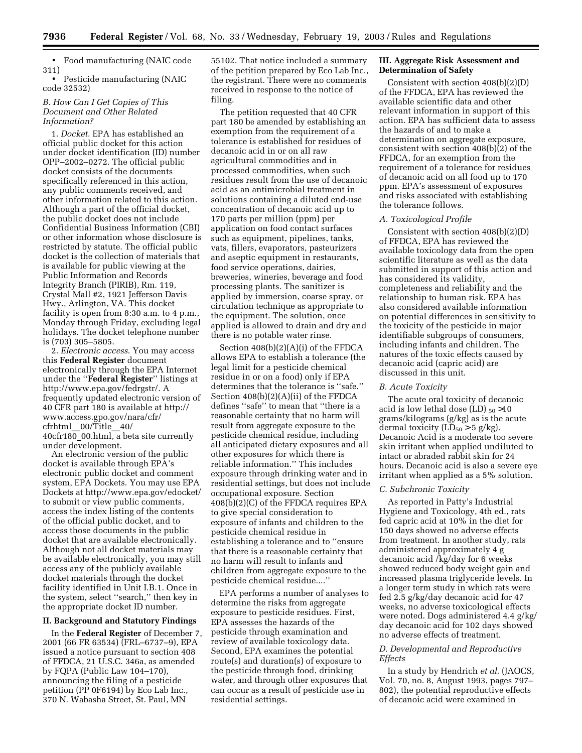- Food manufacturing (NAIC code 311)
- Pesticide manufacturing (NAIC code 32532)

### *B. How Can I Get Copies of This Document and Other Related Information?*

1. *Docket*. EPA has established an official public docket for this action under docket identification (ID) number OPP–2002–0272. The official public docket consists of the documents specifically referenced in this action, any public comments received, and other information related to this action. Although a part of the official docket, the public docket does not include Confidential Business Information (CBI) or other information whose disclosure is restricted by statute. The official public docket is the collection of materials that is available for public viewing at the Public Information and Records Integrity Branch (PIRIB), Rm. 119, Crystal Mall #2, 1921 Jefferson Davis Hwy., Arlington, VA. This docket facility is open from 8:30 a.m. to 4 p.m., Monday through Friday, excluding legal holidays. The docket telephone number is (703) 305–5805.

2. *Electronic access*. You may access this **Federal Register** document electronically through the EPA Internet under the ''**Federal Register**'' listings at http://www.epa.gov/fedrgstr/. A frequently updated electronic version of 40 CFR part 180 is available at http://www.access.gpo.gov/nara/cfr/cfrhtml__00/Title__40/40cfr180_00.html, a beta site currently under development.

An electronic version of the public docket is available through EPA's electronic public docket and comment system, EPA Dockets. You may use EPA Dockets at http://www.epa.gov/edocket/ to submit or view public comments, access the index listing of the contents of the official public docket, and to access those documents in the public docket that are available electronically. Although not all docket materials may be available electronically, you may still access any of the publicly available docket materials through the docket facility identified in Unit I.B.1. Once in the system, select ''search,'' then key in the appropriate docket ID number.

## II. Background and Statutory Findings

In the **Federal Register** of December 7, 2001 (66 FR 63534) (FRL–6737–9), EPA issued a notice pursuant to section 408 of FFDCA, 21 U.S.C. 346a, as amended by FQPA (Public Law 104–170), announcing the filing of a pesticide petition (PP 0F6194) by Eco Lab Inc., 370 N. Wabasha Street, St. Paul, MN 55102. That notice included a summary of the petition prepared by Eco Lab Inc., the registrant. There were no comments received in response to the notice of filing.

The petition requested that 40 CFR part 180 be amended by establishing an exemption from the requirement of a tolerance is established for residues of decanoic acid in or on all raw agricultural commodities and in processed commodities, when such residues result from the use of decanoic acid as an antimicrobial treatment in solutions containing a diluted end-use concentration of decanoic acid up to 170 parts per million (ppm) per application on food contact surfaces such as equipment, pipelines, tanks, vats, fillers, evaporators, pasteurizers and aseptic equipment in restaurants, food service operations, dairies, breweries, wineries, beverage and food processing plants. The sanitizer is applied by immersion, coarse spray, or circulation technique as appropriate to the equipment. The solution, once applied is allowed to drain and dry and there is no potable water rinse.

Section 408(b)(2)(A)(i) of the FFDCA allows EPA to establish a tolerance (the legal limit for a pesticide chemical residue in or on a food) only if EPA determines that the tolerance is ''safe.'' Section 408(b)(2)(A)(ii) of the FFDCA defines ''safe'' to mean that ''there is a reasonable certainty that no harm will result from aggregate exposure to the pesticide chemical residue, including all anticipated dietary exposures and all other exposures for which there is reliable information.'' This includes exposure through drinking water and in residential settings, but does not include occupational exposure. Section 408(b)(2)(C) of the FFDCA requires EPA to give special consideration to exposure of infants and children to the pesticide chemical residue in establishing a tolerance and to ''ensure that there is a reasonable certainty that no harm will result to infants and children from aggregate exposure to the pesticide chemical residue....''

EPA performs a number of analyses to determine the risks from aggregate exposure to pesticide residues. First, EPA assesses the hazards of the pesticide through examination and review of available toxicology data. Second, EPA examines the potential route(s) and duration(s) of exposure to the pesticide through food, drinking water, and through other exposures that can occur as a result of pesticide use in residential settings.

## III. Aggregate Risk Assessment and Determination of Safety

Consistent with section 408(b)(2)(D) of the FFDCA, EPA has reviewed the available scientific data and other relevant information in support of this action. EPA has sufficient data to assess the hazards of and to make a determination on aggregate exposure, consistent with section 408(b)(2) of the FFDCA, for an exemption from the requirement of a tolerance for residues of decanoic acid on all food up to 170 ppm. EPA's assessment of exposures and risks associated with establishing the tolerance follows.

### *A. Toxicological Profile*

Consistent with section 408(b)(2)(D) of FFDCA, EPA has reviewed the available toxicology data from the open scientific literature as well as the data submitted in support of this action and has considered its validity, completeness and reliability and the relationship to human risk. EPA has also considered available information on potential differences in sensitivity to the toxicity of the pesticide in major identifiable subgroups of consumers, including infants and children. The natures of the toxic effects caused by decanoic acid (capric acid) are discussed in this unit.

### *B. Acute Toxicity*

The acute oral toxicity of decanoic acid is low lethal dose (LD) $_{50}$ >10 grams/kilograms (g/kg) as is the acute dermal toxicity ($LD_{50}$ >5 g/kg). Decanoic Acid is a moderate too severe skin irritant when applied undiluted to intact or abraded rabbit skin for 24 hours. Decanoic acid is also a severe eye irritant when applied as a 5% solution.

### *C. Subchronic Toxicity*

As reported in Patty's Industrial Hygiene and Toxicology, 4th ed., rats fed capric acid at 10% in the diet for 150 days showed no adverse effects from treatment. In another study, rats administered approximately 4 g decanoic acid /kg/day for 6 weeks showed reduced body weight gain and increased plasma triglyceride levels. In a longer term study in which rats were fed 2.5 g/kg/day decanoic acid for 47 weeks, no adverse toxicological effects were noted. Dogs administered 4.4 g/kg/day decanoic acid for 102 days showed no adverse effects of treatment.

### *D. Developmental and Reproductive Effects*

In a study by Hendrich *et al.* (JAOCS, Vol. 70, no. 8, August 1993, pages 797–802), the potential reproductive effects of decanoic acid were examined in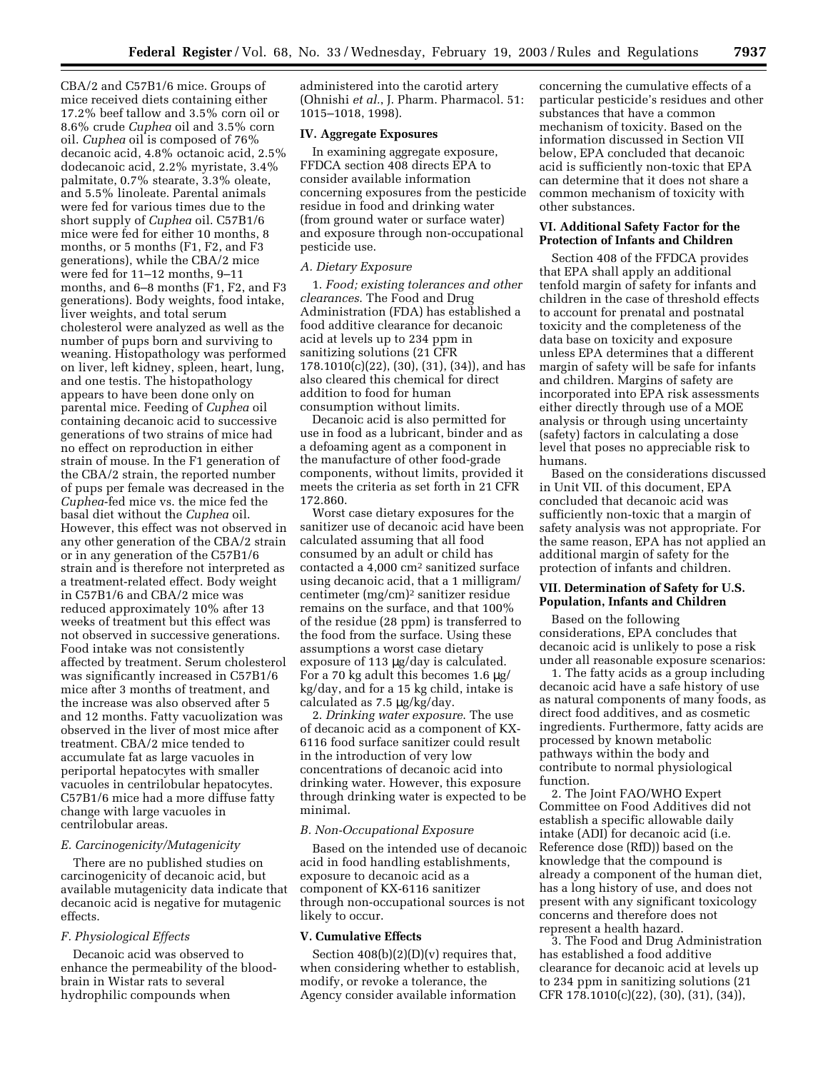CBA/2 and C57B1/6 mice. Groups of mice received diets containing either 17.2% beef tallow and 3.5% corn oil or 8.6% crude *Cuphea* oil and 3.5% corn oil. *Cuphea* oil is composed of 76% decanoic acid, 4.8% octanoic acid, 2.5% dodecanoic acid, 2.2% myristate, 3.4% palmitate, 0.7% stearate, 3.3% oleate, and 5.5% linoleate. Parental animals were fed for various times due to the short supply of *Cuphea* oil. C57B1/6 mice were fed for either 10 months, 8 months, or 5 months (F1, F2, and F3 generations), while the CBA/2 mice were fed for 11–12 months, 9–11 months, and 6–8 months (F1, F2, and F3 generations). Body weights, food intake, liver weights, and total serum cholesterol were analyzed as well as the number of pups born and surviving to weaning. Histopathology was performed on liver, left kidney, spleen, heart, lung, and one testis. The histopathology appears to have been done only on parental mice. Feeding of *Cuphea* oil containing decanoic acid to successive generations of two strains of mice had no effect on reproduction in either strain of mouse. In the F1 generation of the CBA/2 strain, the reported number of pups per female was decreased in the *Cuphea*-fed mice vs. the mice fed the basal diet without the *Cuphea* oil. However, this effect was not observed in any other generation of the CBA/2 strain or in any generation of the C57B1/6 strain and is therefore not interpreted as a treatment-related effect. Body weight in C57B1/6 and CBA/2 mice was reduced approximately 10% after 13 weeks of treatment but this effect was not observed in successive generations. Food intake was not consistently affected by treatment. Serum cholesterol was significantly increased in C57B1/6 mice after 3 months of treatment, and the increase was also observed after 5 and 12 months. Fatty vacuolization was observed in the liver of most mice after treatment. CBA/2 mice tended to accumulate fat as large vacuoles in periportal hepatocytes with smaller vacuoles in centrilobular hepatocytes. C57B1/6 mice had a more diffuse fatty change with large vacuoles in centrilobular areas.

*E. Carcinogenicity/Mutagenicity*

There are no published studies on carcinogenicity of decanoic acid, but available mutagenicity data indicate that decanoic acid is negative for mutagenic effects.

*F. Physiological Effects*

Decanoic acid was observed to enhance the permeability of the blood-brain in Wistar rats to several hydrophilic compounds when administered into the carotid artery (Ohnishi *et al.*, J. Pharm. Pharmacol. 51: 1015–1018, 1998).

### IV. Aggregate Exposures

In examining aggregate exposure, FFDCA section 408 directs EPA to consider available information concerning exposures from the pesticide residue in food and drinking water (from ground water or surface water) and exposure through non-occupational pesticide use.

*A. Dietary Exposure*

1. *Food; existing tolerances and other clearances*. The Food and Drug Administration (FDA) has established a food additive clearance for decanoic acid at levels up to 234 ppm in sanitizing solutions (21 CFR 178.1010(c)(22), (30), (31), (34)), and has also cleared this chemical for direct addition to food for human consumption without limits.

Decanoic acid is also permitted for use in food as a lubricant, binder and as a defoaming agent as a component in the manufacture of other food-grade components, without limits, provided it meets the criteria as set forth in 21 CFR 172.860.

Worst case dietary exposures for the sanitizer use of decanoic acid have been calculated assuming that all food consumed by an adult or child has contacted a 4,000 $cm^2$ sanitized surface using decanoic acid, that a 1 milligram/centimeter $(mg/cm)^2$ sanitizer residue remains on the surface, and that 100% of the residue (28 ppm) is transferred to the food from the surface. Using these assumptions a worst case dietary exposure of 113 μg/day is calculated. For a 70 kg adult this becomes 1.6 μg/kg/day, and for a 15 kg child, intake is calculated as 7.5 μg/kg/day.

2. *Drinking water exposure*. The use of decanoic acid as a component of KX-6116 food surface sanitizer could result in the introduction of very low concentrations of decanoic acid into drinking water. However, this exposure through drinking water is expected to be minimal.

*B. Non-Occupational Exposure*

Based on the intended use of decanoic acid in food handling establishments, exposure to decanoic acid as a component of KX-6116 sanitizer through non-occupational sources is not likely to occur.

### V. Cumulative Effects

Section 408(b)(2)(D)(v) requires that, when considering whether to establish, modify, or revoke a tolerance, the Agency consider available information concerning the cumulative effects of a particular pesticide's residues and other substances that have a common mechanism of toxicity. Based on the information discussed in Section VII below, EPA concluded that decanoic acid is sufficiently non-toxic that EPA can determine that it does not share a common mechanism of toxicity with other substances.

### VI. Additional Safety Factor for the Protection of Infants and Children

Section 408 of the FFDCA provides that EPA shall apply an additional tenfold margin of safety for infants and children in the case of threshold effects to account for prenatal and postnatal toxicity and the completeness of the data base on toxicity and exposure unless EPA determines that a different margin of safety will be safe for infants and children. Margins of safety are incorporated into EPA risk assessments either directly through use of a MOE analysis or through using uncertainty (safety) factors in calculating a dose level that poses no appreciable risk to humans.

Based on the considerations discussed in Unit VII. of this document, EPA concluded that decanoic acid was sufficiently non-toxic that a margin of safety analysis was not appropriate. For the same reason, EPA has not applied an additional margin of safety for the protection of infants and children.

### VII. Determination of Safety for U.S. Population, Infants and Children

Based on the following considerations, EPA concludes that decanoic acid is unlikely to pose a risk under all reasonable exposure scenarios:

1. The fatty acids as a group including decanoic acid have a safe history of use as natural components of many foods, as direct food additives, and as cosmetic ingredients. Furthermore, fatty acids are processed by known metabolic pathways within the body and contribute to normal physiological function.

2. The Joint FAO/WHO Expert Committee on Food Additives did not establish a specific allowable daily intake (ADI) for decanoic acid (i.e. Reference dose (RfD)) based on the knowledge that the compound is already a component of the human diet, has a long history of use, and does not present with any significant toxicology concerns and therefore does not represent a health hazard.

3. The Food and Drug Administration has established a food additive clearance for decanoic acid at levels up to 234 ppm in sanitizing solutions (21 CFR 178.1010(c)(22), (30), (31), (34)),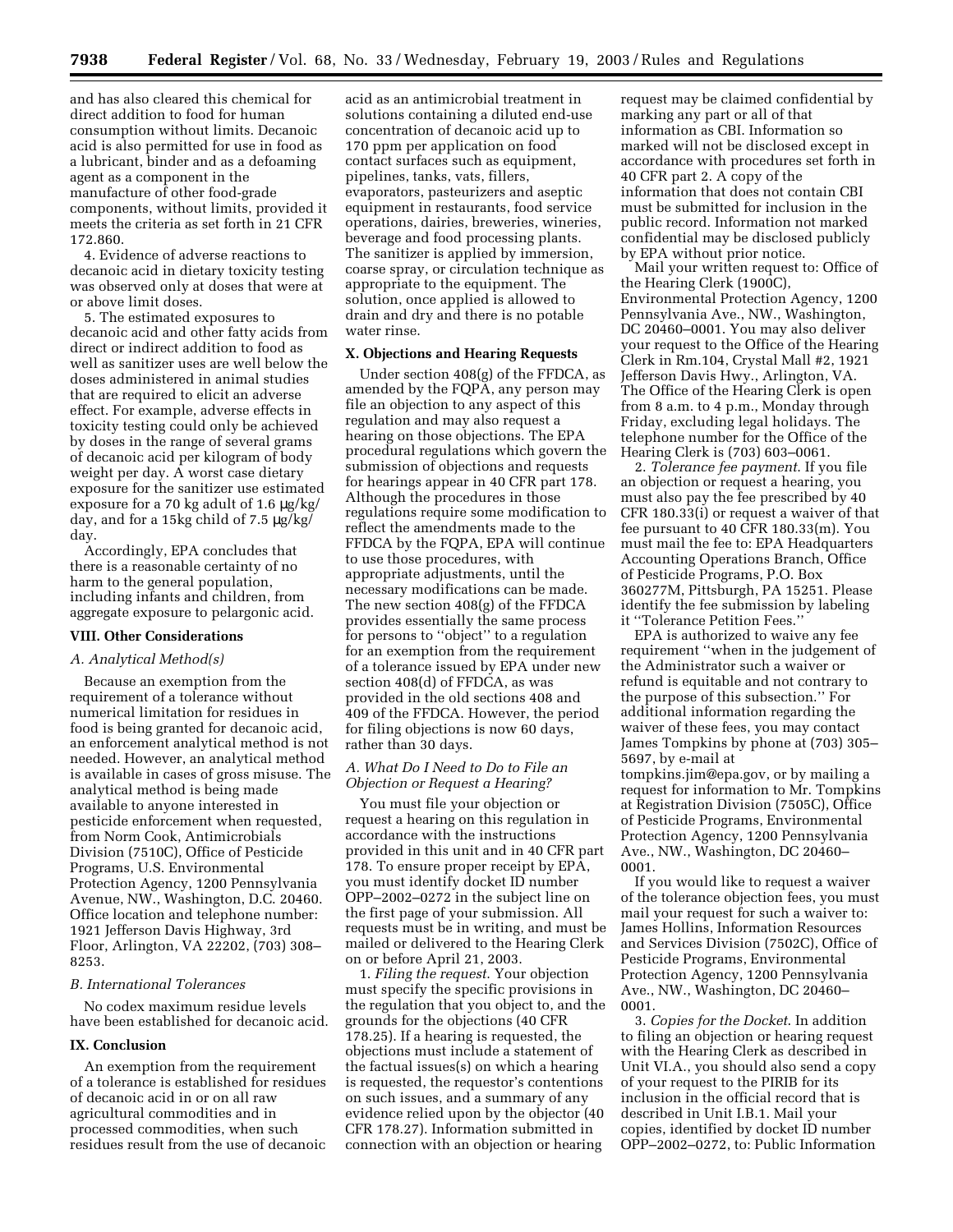and has also cleared this chemical for direct addition to food for human consumption without limits. Decanoic acid is also permitted for use in food as a lubricant, binder and as a defoaming agent as a component in the manufacture of other food-grade components, without limits, provided it meets the criteria as set forth in 21 CFR 172.860.

4. Evidence of adverse reactions to decanoic acid in dietary toxicity testing was observed only at doses that were at or above limit doses.

5. The estimated exposures to decanoic acid and other fatty acids from direct or indirect addition to food as well as sanitizer uses are well below the doses administered in animal studies that are required to elicit an adverse effect. For example, adverse effects in toxicity testing could only be achieved by doses in the range of several grams of decanoic acid per kilogram of body weight per day. A worst case dietary exposure for the sanitizer use estimated exposure for a 70 kg adult of 1.6 μg/kg/day, and for a 15kg child of 7.5 μg/kg/day.

Accordingly, EPA concludes that there is a reasonable certainty of no harm to the general population, including infants and children, from aggregate exposure to pelargonic acid.

## VIII. Other Considerations

### *A. Analytical Method(s)*

Because an exemption from the requirement of a tolerance without numerical limitation for residues in food is being granted for decanoic acid, an enforcement analytical method is not needed. However, an analytical method is available in cases of gross misuse. The analytical method is being made available to anyone interested in pesticide enforcement when requested, from Norm Cook, Antimicrobials Division (7510C), Office of Pesticide Programs, U.S. Environmental Protection Agency, 1200 Pennsylvania Avenue, NW., Washington, D.C. 20460. Office location and telephone number: 1921 Jefferson Davis Highway, 3rd Floor, Arlington, VA 22202, (703) 308–8253.

### *B. International Tolerances*

No codex maximum residue levels have been established for decanoic acid.

## IX. Conclusion

An exemption from the requirement of a tolerance is established for residues of decanoic acid in or on all raw agricultural commodities and in processed commodities, when such residues result from the use of decanoic acid as an antimicrobial treatment in solutions containing a diluted end-use concentration of decanoic acid up to 170 ppm per application on food contact surfaces such as equipment, pipelines, tanks, vats, fillers, evaporators, pasteurizers and aseptic equipment in restaurants, food service operations, dairies, breweries, wineries, beverage and food processing plants. The sanitizer is applied by immersion, coarse spray, or circulation technique as appropriate to the equipment. The solution, once applied is allowed to drain and dry and there is no potable water rinse.

## X. Objections and Hearing Requests

Under section 408(g) of the FFDCA, as amended by the FQPA, any person may file an objection to any aspect of this regulation and may also request a hearing on those objections. The EPA procedural regulations which govern the submission of objections and requests for hearings appear in 40 CFR part 178. Although the procedures in those regulations require some modification to reflect the amendments made to the FFDCA by the FQPA, EPA will continue to use those procedures, with appropriate adjustments, until the necessary modifications can be made. The new section 408(g) of the FFDCA provides essentially the same process for persons to ''object'' to a regulation for an exemption from the requirement of a tolerance issued by EPA under new section 408(d) of FFDCA, as was provided in the old sections 408 and 409 of the FFDCA. However, the period for filing objections is now 60 days, rather than 30 days.

### *A. What Do I Need to Do to File an Objection or Request a Hearing?*

You must file your objection or request a hearing on this regulation in accordance with the instructions provided in this unit and in 40 CFR part 178. To ensure proper receipt by EPA, you must identify docket ID number OPP–2002–0272 in the subject line on the first page of your submission. All requests must be in writing, and must be mailed or delivered to the Hearing Clerk on or before April 21, 2003.

1. *Filing the request*. Your objection must specify the specific provisions in the regulation that you object to, and the grounds for the objections (40 CFR 178.25). If a hearing is requested, the objections must include a statement of the factual issues(s) on which a hearing is requested, the requestor's contentions on such issues, and a summary of any evidence relied upon by the objector (40 CFR 178.27). Information submitted in connection with an objection or hearing request may be claimed confidential by marking any part or all of that information as CBI. Information so marked will not be disclosed except in accordance with procedures set forth in 40 CFR part 2. A copy of the information that does not contain CBI must be submitted for inclusion in the public record. Information not marked confidential may be disclosed publicly by EPA without prior notice.

Mail your written request to: Office of the Hearing Clerk (1900C), Environmental Protection Agency, 1200 Pennsylvania Ave., NW., Washington, DC 20460–0001. You may also deliver your request to the Office of the Hearing Clerk in Rm.104, Crystal Mall #2, 1921 Jefferson Davis Hwy., Arlington, VA. The Office of the Hearing Clerk is open from 8 a.m. to 4 p.m., Monday through Friday, excluding legal holidays. The telephone number for the Office of the Hearing Clerk is (703) 603–0061.

2. *Tolerance fee payment*. If you file an objection or request a hearing, you must also pay the fee prescribed by 40 CFR 180.33(i) or request a waiver of that fee pursuant to 40 CFR 180.33(m). You must mail the fee to: EPA Headquarters Accounting Operations Branch, Office of Pesticide Programs, P.O. Box 360277M, Pittsburgh, PA 15251. Please identify the fee submission by labeling it ''Tolerance Petition Fees.''

EPA is authorized to waive any fee requirement ''when in the judgement of the Administrator such a waiver or refund is equitable and not contrary to the purpose of this subsection.'' For additional information regarding the waiver of these fees, you may contact James Tompkins by phone at (703) 305–5697, by e-mail at tompkins.jim@epa.gov, or by mailing a request for information to Mr. Tompkins at Registration Division (7505C), Office of Pesticide Programs, Environmental Protection Agency, 1200 Pennsylvania Ave., NW., Washington, DC 20460–0001.

If you would like to request a waiver of the tolerance objection fees, you must mail your request for such a waiver to: James Hollins, Information Resources and Services Division (7502C), Office of Pesticide Programs, Environmental Protection Agency, 1200 Pennsylvania Ave., NW., Washington, DC 20460–0001.

3. *Copies for the Docket*. In addition to filing an objection or hearing request with the Hearing Clerk as described in Unit VI.A., you should also send a copy of your request to the PIRIB for its inclusion in the official record that is described in Unit I.B.1. Mail your copies, identified by docket ID number OPP–2002–0272, to: Public Information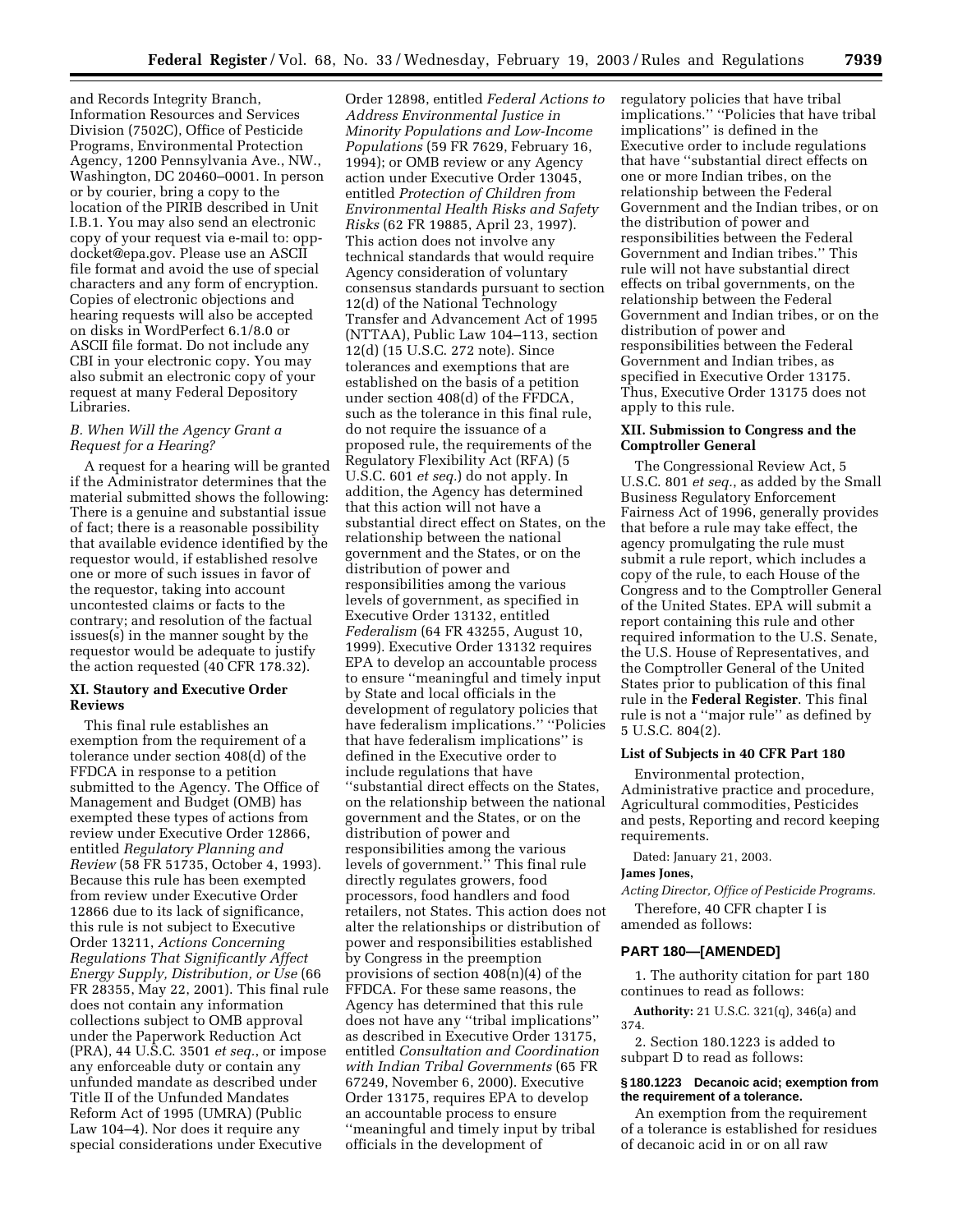and Records Integrity Branch, Information Resources and Services Division (7502C), Office of Pesticide Programs, Environmental Protection Agency, 1200 Pennsylvania Ave., NW., Washington, DC 20460–0001. In person or by courier, bring a copy to the location of the PIRIB described in Unit I.B.1. You may also send an electronic copy of your request via e-mail to: opp-docket@epa.gov. Please use an ASCII file format and avoid the use of special characters and any form of encryption. Copies of electronic objections and hearing requests will also be accepted on disks in WordPerfect 6.1/8.0 or ASCII file format. Do not include any CBI in your electronic copy. You may also submit an electronic copy of your request at many Federal Depository Libraries.

### *B. When Will the Agency Grant a Request for a Hearing?*

A request for a hearing will be granted if the Administrator determines that the material submitted shows the following: There is a genuine and substantial issue of fact; there is a reasonable possibility that available evidence identified by the requestor would, if established resolve one or more of such issues in favor of the requestor, taking into account uncontested claims or facts to the contrary; and resolution of the factual issues(s) in the manner sought by the requestor would be adequate to justify the action requested (40 CFR 178.32).

## XI. Stautory and Executive Order Reviews

This final rule establishes an exemption from the requirement of a tolerance under section 408(d) of the FFDCA in response to a petition submitted to the Agency. The Office of Management and Budget (OMB) has exempted these types of actions from review under Executive Order 12866, entitled *Regulatory Planning and Review* (58 FR 51735, October 4, 1993). Because this rule has been exempted from review under Executive Order 12866 due to its lack of significance, this rule is not subject to Executive Order 13211, *Actions Concerning Regulations That Significantly Affect Energy Supply, Distribution, or Use* (66 FR 28355, May 22, 2001). This final rule does not contain any information collections subject to OMB approval under the Paperwork Reduction Act (PRA), 44 U.S.C. 3501 *et seq.*, or impose any enforceable duty or contain any unfunded mandate as described under Title II of the Unfunded Mandates Reform Act of 1995 (UMRA) (Public Law 104–4). Nor does it require any special considerations under Executive Order 12898, entitled *Federal Actions to Address Environmental Justice in Minority Populations and Low-Income Populations* (59 FR 7629, February 16, 1994); or OMB review or any Agency action under Executive Order 13045, entitled *Protection of Children from Environmental Health Risks and Safety Risks* (62 FR 19885, April 23, 1997). This action does not involve any technical standards that would require Agency consideration of voluntary consensus standards pursuant to section 12(d) of the National Technology Transfer and Advancement Act of 1995 (NTTAA), Public Law 104–113, section 12(d) (15 U.S.C. 272 note). Since tolerances and exemptions that are established on the basis of a petition under section 408(d) of the FFDCA, such as the tolerance in this final rule, do not require the issuance of a proposed rule, the requirements of the Regulatory Flexibility Act (RFA) (5 U.S.C. 601 *et seq.*) do not apply. In addition, the Agency has determined that this action will not have a substantial direct effect on States, on the relationship between the national government and the States, or on the distribution of power and responsibilities among the various levels of government, as specified in Executive Order 13132, entitled *Federalism* (64 FR 43255, August 10, 1999). Executive Order 13132 requires EPA to develop an accountable process to ensure ''meaningful and timely input by State and local officials in the development of regulatory policies that have federalism implications.'' ''Policies that have federalism implications'' is defined in the Executive order to include regulations that have ''substantial direct effects on the States, on the relationship between the national government and the States, or on the distribution of power and responsibilities among the various levels of government.'' This final rule directly regulates growers, food processors, food handlers and food retailers, not States. This action does not alter the relationships or distribution of power and responsibilities established by Congress in the preemption provisions of section 408(n)(4) of the FFDCA. For these same reasons, the Agency has determined that this rule does not have any ''tribal implications'' as described in Executive Order 13175, entitled *Consultation and Coordination with Indian Tribal Governments* (65 FR 67249, November 6, 2000). Executive Order 13175, requires EPA to develop an accountable process to ensure ''meaningful and timely input by tribal officials in the development of regulatory policies that have tribal implications.'' ''Policies that have tribal implications'' is defined in the Executive order to include regulations that have ''substantial direct effects on one or more Indian tribes, on the relationship between the Federal Government and the Indian tribes, or on the distribution of power and responsibilities between the Federal Government and Indian tribes.'' This rule will not have substantial direct effects on tribal governments, on the relationship between the Federal Government and Indian tribes, or on the distribution of power and responsibilities between the Federal Government and Indian tribes, as specified in Executive Order 13175. Thus, Executive Order 13175 does not apply to this rule.

## XII. Submission to Congress and the Comptroller General

The Congressional Review Act, 5 U.S.C. 801 *et seq.*, as added by the Small Business Regulatory Enforcement Fairness Act of 1996, generally provides that before a rule may take effect, the agency promulgating the rule must submit a rule report, which includes a copy of the rule, to each House of the Congress and to the Comptroller General of the United States. EPA will submit a report containing this rule and other required information to the U.S. Senate, the U.S. House of Representatives, and the Comptroller General of the United States prior to publication of this final rule in the **Federal Register**. This final rule is not a ''major rule'' as defined by 5 U.S.C. 804(2).

### List of Subjects in 40 CFR Part 180

Environmental protection, Administrative practice and procedure, Agricultural commodities, Pesticides and pests, Reporting and record keeping requirements.

Dated: January 21, 2003.

**James Jones,**

*Acting Director, Office of Pesticide Programs.*

Therefore, 40 CFR chapter I is amended as follows:

## PART 180—[AMENDED]

1. The authority citation for part 180 continues to read as follows:

**Authority:** 21 U.S.C. 321(q), 346(a) and 374.

2. Section 180.1223 is added to subpart D to read as follows:

### § 180.1223 Decanoic acid; exemption from the requirement of a tolerance.

An exemption from the requirement of a tolerance is established for residues of decanoic acid in or on all raw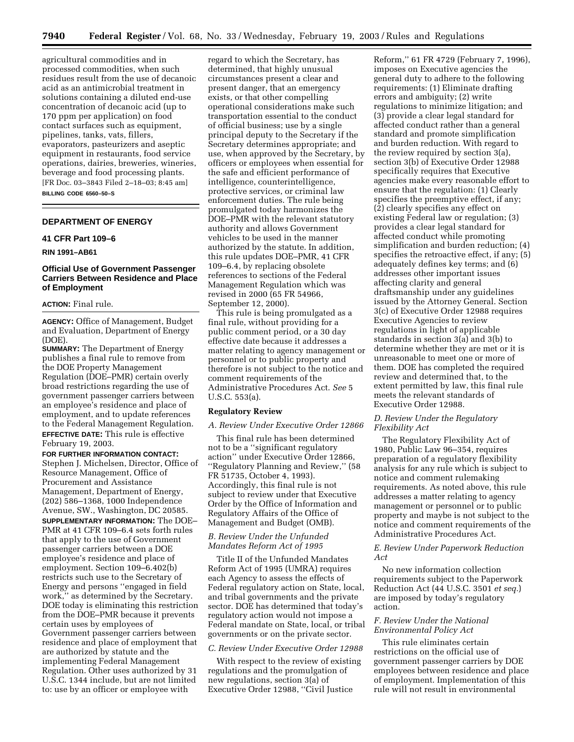agricultural commodities and in processed commodities, when such residues result from the use of decanoic acid as an antimicrobial treatment in solutions containing a diluted end-use concentration of decanoic acid (up to 170 ppm per application) on food contact surfaces such as equipment, pipelines, tanks, vats, fillers, evaporators, pasteurizers and aseptic equipment in restaurants, food service operations, dairies, breweries, wineries, beverage and food processing plants.

[FR Doc. 03–3843 Filed 2–18–03; 8:45 am]

**BILLING CODE 6560–50–S**

## DEPARTMENT OF ENERGY

### 41 CFR Part 109–6

**RIN 1991–AB61**

### Official Use of Government Passenger Carriers Between Residence and Place of Employment

**ACTION:** Final rule.

**AGENCY:** Office of Management, Budget and Evaluation, Department of Energy (DOE).

**SUMMARY:** The Department of Energy publishes a final rule to remove from the DOE Property Management Regulation (DOE–PMR) certain overly broad restrictions regarding the use of government passenger carriers between an employee's residence and place of employment, and to update references to the Federal Management Regulation.

**EFFECTIVE DATE:** This rule is effective February 19, 2003.

**FOR FURTHER INFORMATION CONTACT:** Stephen J. Michelsen, Director, Office of Resource Management, Office of Procurement and Assistance Management, Department of Energy, (202) 586–1368, 1000 Independence Avenue, SW., Washington, DC 20585.

**SUPPLEMENTARY INFORMATION:** The DOE–PMR at 41 CFR 109–6.4 sets forth rules that apply to the use of Government passenger carriers between a DOE employee's residence and place of employment. Section 109–6.402(b) restricts such use to the Secretary of Energy and persons "engaged in field work," as determined by the Secretary. DOE today is eliminating this restriction from the DOE–PMR because it prevents certain uses by employees of Government passenger carriers between residence and place of employment that are authorized by statute and the implementing Federal Management Regulation. Other uses authorized by 31 U.S.C. 1344 include, but are not limited to: use by an officer or employee with regard to which the Secretary, has determined, that highly unusual circumstances present a clear and present danger, that an emergency exists, or that other compelling operational considerations make such transportation essential to the conduct of official business; use by a single principal deputy to the Secretary if the Secretary determines appropriate; and use, when approved by the Secretary, by officers or employees when essential for the safe and efficient performance of intelligence, counterintelligence, protective services, or criminal law enforcement duties. The rule being promulgated today harmonizes the DOE–PMR with the relevant statutory authority and allows Government vehicles to be used in the manner authorized by the statute. In addition, this rule updates DOE–PMR, 41 CFR 109–6.4, by replacing obsolete references to sections of the Federal Management Regulation which was revised in 2000 (65 FR 54966, September 12, 2000).

This rule is being promulgated as a final rule, without providing for a public comment period, or a 30 day effective date because it addresses a matter relating to agency management or personnel or to public property and therefore is not subject to the notice and comment requirements of the Administrative Procedures Act. *See* 5 U.S.C. 553(a).

### Regulatory Review

*A. Review Under Executive Order 12866*

This final rule has been determined not to be a "significant regulatory action" under Executive Order 12866, "Regulatory Planning and Review," (58 FR 51735, October 4, 1993). Accordingly, this final rule is not subject to review under that Executive Order by the Office of Information and Regulatory Affairs of the Office of Management and Budget (OMB).

*B. Review Under the Unfunded Mandates Reform Act of 1995*

Title II of the Unfunded Mandates Reform Act of 1995 (UMRA) requires each Agency to assess the effects of Federal regulatory action on State, local, and tribal governments and the private sector. DOE has determined that today's regulatory action would not impose a Federal mandate on State, local, or tribal governments or on the private sector.

*C. Review Under Executive Order 12988*

With respect to the review of existing regulations and the promulgation of new regulations, section 3(a) of Executive Order 12988, "Civil Justice Reform," 61 FR 4729 (February 7, 1996), imposes on Executive agencies the general duty to adhere to the following requirements: (1) Eliminate drafting errors and ambiguity; (2) write regulations to minimize litigation; and (3) provide a clear legal standard for affected conduct rather than a general standard and promote simplification and burden reduction. With regard to the review required by section 3(a), section 3(b) of Executive Order 12988 specifically requires that Executive agencies make every reasonable effort to ensure that the regulation: (1) Clearly specifies the preemptive effect, if any; (2) clearly specifies any effect on existing Federal law or regulation; (3) provides a clear legal standard for affected conduct while promoting simplification and burden reduction; (4) specifies the retroactive effect, if any; (5) adequately defines key terms; and (6) addresses other important issues affecting clarity and general draftsmanship under any guidelines issued by the Attorney General. Section 3(c) of Executive Order 12988 requires Executive Agencies to review regulations in light of applicable standards in section 3(a) and 3(b) to determine whether they are met or it is unreasonable to meet one or more of them. DOE has completed the required review and determined that, to the extent permitted by law, this final rule meets the relevant standards of Executive Order 12988.

*D. Review Under the Regulatory Flexibility Act*

The Regulatory Flexibility Act of 1980, Public Law 96–354, requires preparation of a regulatory flexibility analysis for any rule which is subject to notice and comment rulemaking requirements. As noted above, this rule addresses a matter relating to agency management or personnel or to public property and maybe is not subject to the notice and comment requirements of the Administrative Procedures Act.

*E. Review Under Paperwork Reduction Act*

No new information collection requirements subject to the Paperwork Reduction Act (44 U.S.C. 3501 *et seq.*) are imposed by today's regulatory action.

*F. Review Under the National Environmental Policy Act*

This rule eliminates certain restrictions on the official use of government passenger carriers by DOE employees between residence and place of employment. Implementation of this rule will not result in environmental